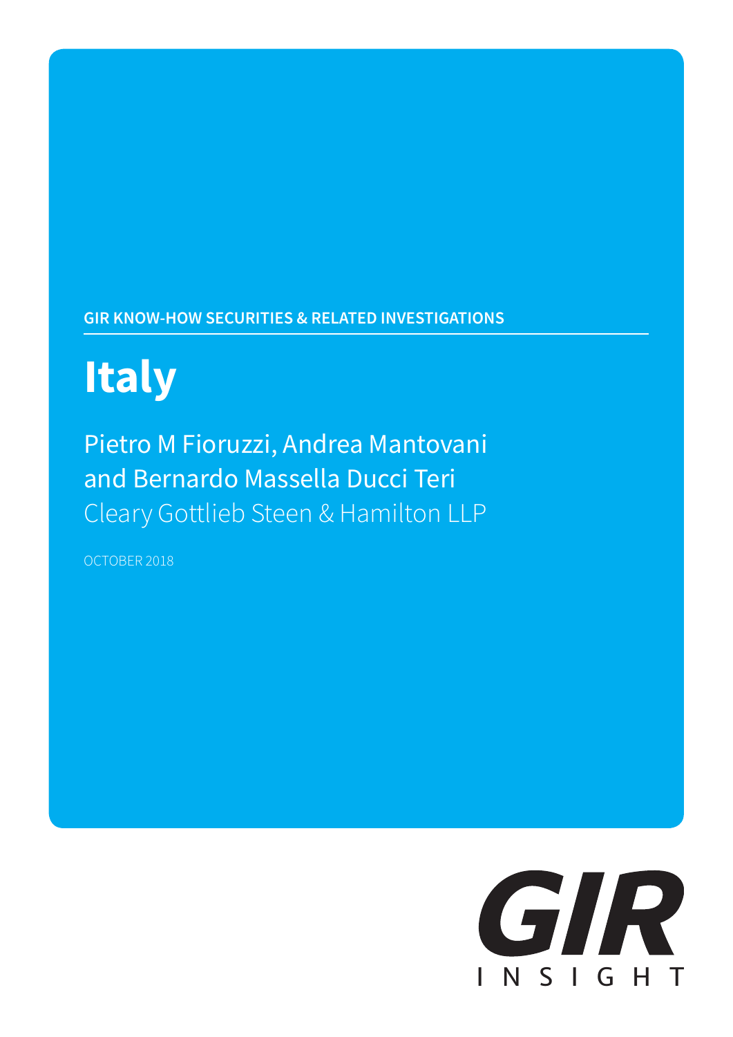GIR KNOW-HOW SECURITIES & RELATED INVESTIGATIONS

# Italy

Pietro M Fioruzzi, Andrea Mantovani and Bernardo Massella Ducci Teri

Cleary Gottlieb Steen & Hamilton LLP

OCTOBER 2018

GIR INSIGHT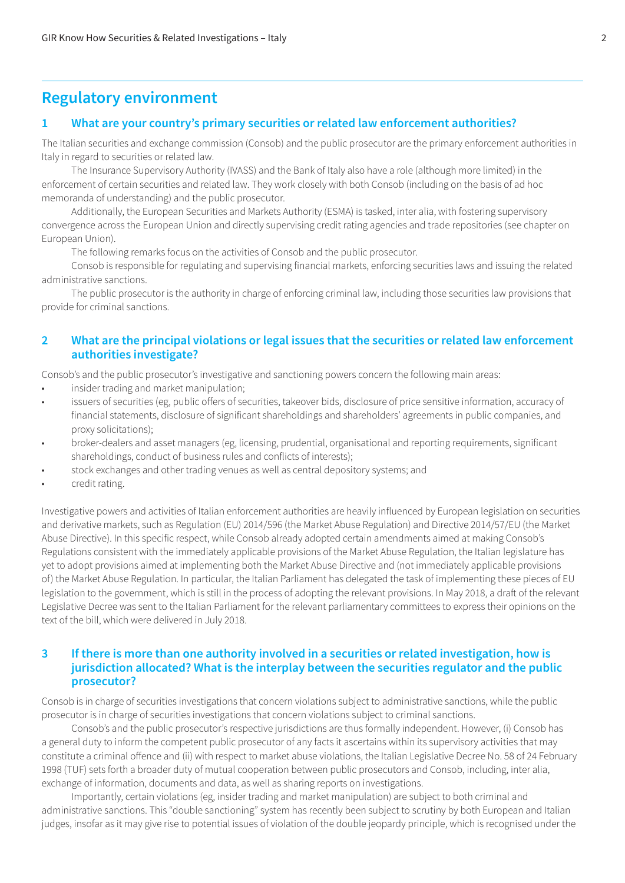## Regulatory environment

### 1 What are your country's primary securities or related law enforcement authorities?

The Italian securities and exchange commission (Consob) and the public prosecutor are the primary enforcement authorities in Italy in regard to securities or related law.

The Insurance Supervisory Authority (IVASS) and the Bank of Italy also have a role (although more limited) in the enforcement of certain securities and related law. They work closely with both Consob (including on the basis of ad hoc memoranda of understanding) and the public prosecutor.

Additionally, the European Securities and Markets Authority (ESMA) is tasked, inter alia, with fostering supervisory convergence across the European Union and directly supervising credit rating agencies and trade repositories (see chapter on European Union).

The following remarks focus on the activities of Consob and the public prosecutor.

Consob is responsible for regulating and supervising financial markets, enforcing securities laws and issuing the related administrative sanctions.

The public prosecutor is the authority in charge of enforcing criminal law, including those securities law provisions that provide for criminal sanctions.

### 2 What are the principal violations or legal issues that the securities or related law enforcement authorities investigate?

Consob's and the public prosecutor's investigative and sanctioning powers concern the following main areas:

- insider trading and market manipulation;
- issuers of securities (eg, public offers of securities, takeover bids, disclosure of price sensitive information, accuracy of financial statements, disclosure of significant shareholdings and shareholders' agreements in public companies, and proxy solicitations);
- broker-dealers and asset managers (eg, licensing, prudential, organisational and reporting requirements, significant shareholdings, conduct of business rules and conflicts of interests);
- stock exchanges and other trading venues as well as central depository systems; and
- credit rating.

Investigative powers and activities of Italian enforcement authorities are heavily influenced by European legislation on securities and derivative markets, such as Regulation (EU) 2014/596 (the Market Abuse Regulation) and Directive 2014/57/EU (the Market Abuse Directive). In this specific respect, while Consob already adopted certain amendments aimed at making Consob's Regulations consistent with the immediately applicable provisions of the Market Abuse Regulation, the Italian legislature has yet to adopt provisions aimed at implementing both the Market Abuse Directive and (not immediately applicable provisions of) the Market Abuse Regulation. In particular, the Italian Parliament has delegated the task of implementing these pieces of EU legislation to the government, which is still in the process of adopting the relevant provisions. In May 2018, a draft of the relevant Legislative Decree was sent to the Italian Parliament for the relevant parliamentary committees to express their opinions on the text of the bill, which were delivered in July 2018.

### 3 If there is more than one authority involved in a securities or related investigation, how is jurisdiction allocated? What is the interplay between the securities regulator and the public prosecutor?

Consob is in charge of securities investigations that concern violations subject to administrative sanctions, while the public prosecutor is in charge of securities investigations that concern violations subject to criminal sanctions.

Consob's and the public prosecutor's respective jurisdictions are thus formally independent. However, (i) Consob has a general duty to inform the competent public prosecutor of any facts it ascertains within its supervisory activities that may constitute a criminal offence and (ii) with respect to market abuse violations, the Italian Legislative Decree No. 58 of 24 February 1998 (TUF) sets forth a broader duty of mutual cooperation between public prosecutors and Consob, including, inter alia, exchange of information, documents and data, as well as sharing reports on investigations.

Importantly, certain violations (eg, insider trading and market manipulation) are subject to both criminal and administrative sanctions. This "double sanctioning" system has recently been subject to scrutiny by both European and Italian judges, insofar as it may give rise to potential issues of violation of the double jeopardy principle, which is recognised under the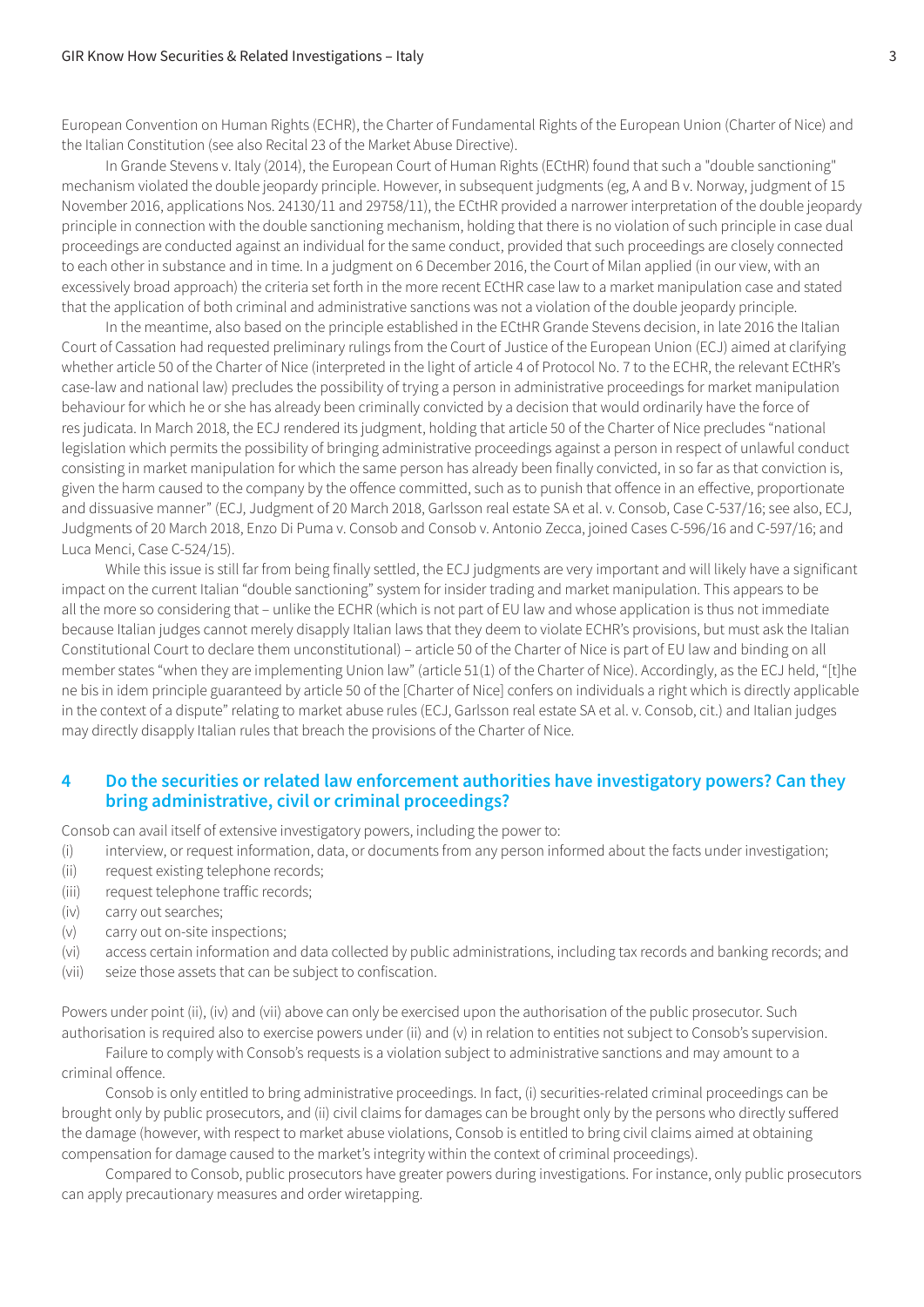European Convention on Human Rights (ECHR), the Charter of Fundamental Rights of the European Union (Charter of Nice) and the Italian Constitution (see also Recital 23 of the Market Abuse Directive).

In Grande Stevens v. Italy (2014), the European Court of Human Rights (ECtHR) found that such a "double sanctioning" mechanism violated the double jeopardy principle. However, in subsequent judgments (eg, A and B v. Norway, judgment of 15 November 2016, applications Nos. 24130/11 and 29758/11), the ECtHR provided a narrower interpretation of the double jeopardy principle in connection with the double sanctioning mechanism, holding that there is no violation of such principle in case dual proceedings are conducted against an individual for the same conduct, provided that such proceedings are closely connected to each other in substance and in time. In a judgment on 6 December 2016, the Court of Milan applied (in our view, with an excessively broad approach) the criteria set forth in the more recent ECtHR case law to a market manipulation case and stated that the application of both criminal and administrative sanctions was not a violation of the double jeopardy principle.

In the meantime, also based on the principle established in the ECtHR Grande Stevens decision, in late 2016 the Italian Court of Cassation had requested preliminary rulings from the Court of Justice of the European Union (ECJ) aimed at clarifying whether article 50 of the Charter of Nice (interpreted in the light of article 4 of Protocol No. 7 to the ECHR, the relevant ECtHR's case-law and national law) precludes the possibility of trying a person in administrative proceedings for market manipulation behaviour for which he or she has already been criminally convicted by a decision that would ordinarily have the force of res judicata. In March 2018, the ECJ rendered its judgment, holding that article 50 of the Charter of Nice precludes "national legislation which permits the possibility of bringing administrative proceedings against a person in respect of unlawful conduct consisting in market manipulation for which the same person has already been finally convicted, in so far as that conviction is, given the harm caused to the company by the offence committed, such as to punish that offence in an effective, proportionate and dissuasive manner" (ECJ, Judgment of 20 March 2018, Garlsson real estate SA et al. v. Consob, Case C-537/16; see also, ECJ, Judgments of 20 March 2018, Enzo Di Puma v. Consob and Consob v. Antonio Zecca, joined Cases C-596/16 and C-597/16; and Luca Menci, Case C-524/15).

While this issue is still far from being finally settled, the ECJ judgments are very important and will likely have a significant impact on the current Italian "double sanctioning" system for insider trading and market manipulation. This appears to be all the more so considering that – unlike the ECHR (which is not part of EU law and whose application is thus not immediate because Italian judges cannot merely disapply Italian laws that they deem to violate ECHR's provisions, but must ask the Italian Constitutional Court to declare them unconstitutional) – article 50 of the Charter of Nice is part of EU law and binding on all member states "when they are implementing Union law" (article 51(1) of the Charter of Nice). Accordingly, as the ECJ held, "[t]he ne bis in idem principle guaranteed by article 50 of the [Charter of Nice] confers on individuals a right which is directly applicable in the context of a dispute" relating to market abuse rules (ECJ, Garlsson real estate SA et al. v. Consob, cit.) and Italian judges may directly disapply Italian rules that breach the provisions of the Charter of Nice.

## 4 Do the securities or related law enforcement authorities have investigatory powers? Can they bring administrative, civil or criminal proceedings?

Consob can avail itself of extensive investigatory powers, including the power to:

(i) interview, or request information, data, or documents from any person informed about the facts under investigation;
(ii) request existing telephone records;
(iii) request telephone traffic records;
(iv) carry out searches;
(v) carry out on-site inspections;
(vi) access certain information and data collected by public administrations, including tax records and banking records; and
(vii) seize those assets that can be subject to confiscation.

Powers under point (ii), (iv) and (vii) above can only be exercised upon the authorisation of the public prosecutor. Such authorisation is required also to exercise powers under (ii) and (v) in relation to entities not subject to Consob's supervision.

Failure to comply with Consob's requests is a violation subject to administrative sanctions and may amount to a criminal offence.

Consob is only entitled to bring administrative proceedings. In fact, (i) securities-related criminal proceedings can be brought only by public prosecutors, and (ii) civil claims for damages can be brought only by the persons who directly suffered the damage (however, with respect to market abuse violations, Consob is entitled to bring civil claims aimed at obtaining compensation for damage caused to the market's integrity within the context of criminal proceedings).

Compared to Consob, public prosecutors have greater powers during investigations. For instance, only public prosecutors can apply precautionary measures and order wiretapping.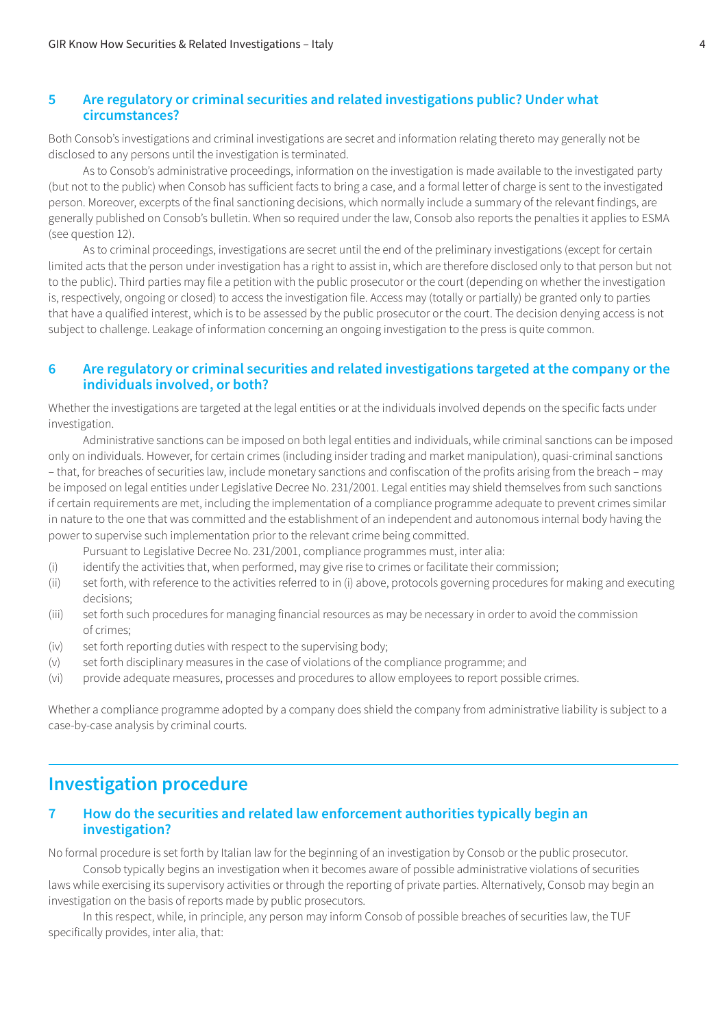### 5 Are regulatory or criminal securities and related investigations public? Under what circumstances?

Both Consob's investigations and criminal investigations are secret and information relating thereto may generally not be disclosed to any persons until the investigation is terminated.

As to Consob's administrative proceedings, information on the investigation is made available to the investigated party (but not to the public) when Consob has sufficient facts to bring a case, and a formal letter of charge is sent to the investigated person. Moreover, excerpts of the final sanctioning decisions, which normally include a summary of the relevant findings, are generally published on Consob's bulletin. When so required under the law, Consob also reports the penalties it applies to ESMA (see question 12).

As to criminal proceedings, investigations are secret until the end of the preliminary investigations (except for certain limited acts that the person under investigation has a right to assist in, which are therefore disclosed only to that person but not to the public). Third parties may file a petition with the public prosecutor or the court (depending on whether the investigation is, respectively, ongoing or closed) to access the investigation file. Access may (totally or partially) be granted only to parties that have a qualified interest, which is to be assessed by the public prosecutor or the court. The decision denying access is not subject to challenge. Leakage of information concerning an ongoing investigation to the press is quite common.

### 6 Are regulatory or criminal securities and related investigations targeted at the company or the individuals involved, or both?

Whether the investigations are targeted at the legal entities or at the individuals involved depends on the specific facts under investigation.

Administrative sanctions can be imposed on both legal entities and individuals, while criminal sanctions can be imposed only on individuals. However, for certain crimes (including insider trading and market manipulation), quasi-criminal sanctions – that, for breaches of securities law, include monetary sanctions and confiscation of the profits arising from the breach – may be imposed on legal entities under Legislative Decree No. 231/2001. Legal entities may shield themselves from such sanctions if certain requirements are met, including the implementation of a compliance programme adequate to prevent crimes similar in nature to the one that was committed and the establishment of an independent and autonomous internal body having the power to supervise such implementation prior to the relevant crime being committed.

Pursuant to Legislative Decree No. 231/2001, compliance programmes must, inter alia:

(i) identify the activities that, when performed, may give rise to crimes or facilitate their commission;
(ii) set forth, with reference to the activities referred to in (i) above, protocols governing procedures for making and executing decisions;
(iii) set forth such procedures for managing financial resources as may be necessary in order to avoid the commission of crimes;
(iv) set forth reporting duties with respect to the supervising body;
(v) set forth disciplinary measures in the case of violations of the compliance programme; and
(vi) provide adequate measures, processes and procedures to allow employees to report possible crimes.

Whether a compliance programme adopted by a company does shield the company from administrative liability is subject to a case-by-case analysis by criminal courts.

## Investigation procedure

### 7 How do the securities and related law enforcement authorities typically begin an investigation?

No formal procedure is set forth by Italian law for the beginning of an investigation by Consob or the public prosecutor.

Consob typically begins an investigation when it becomes aware of possible administrative violations of securities laws while exercising its supervisory activities or through the reporting of private parties. Alternatively, Consob may begin an investigation on the basis of reports made by public prosecutors.

In this respect, while, in principle, any person may inform Consob of possible breaches of securities law, the TUF specifically provides, inter alia, that: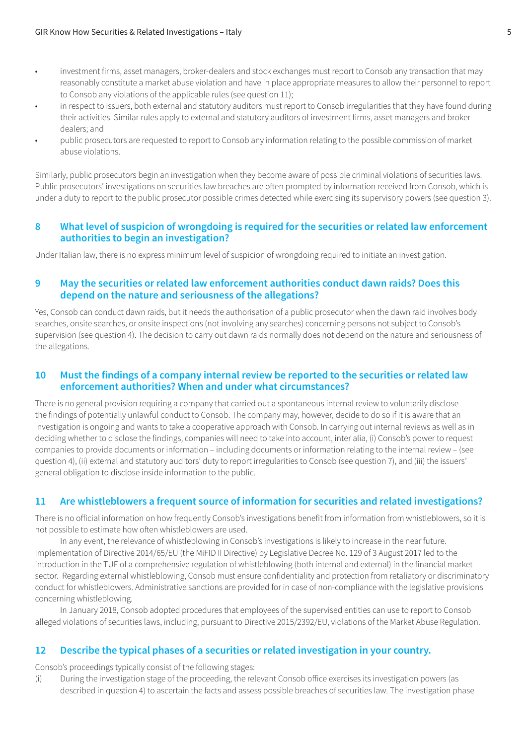- investment firms, asset managers, broker-dealers and stock exchanges must report to Consob any transaction that may reasonably constitute a market abuse violation and have in place appropriate measures to allow their personnel to report to Consob any violations of the applicable rules (see question 11);
- in respect to issuers, both external and statutory auditors must report to Consob irregularities that they have found during their activities. Similar rules apply to external and statutory auditors of investment firms, asset managers and broker-dealers; and
- public prosecutors are requested to report to Consob any information relating to the possible commission of market abuse violations.

Similarly, public prosecutors begin an investigation when they become aware of possible criminal violations of securities laws. Public prosecutors' investigations on securities law breaches are often prompted by information received from Consob, which is under a duty to report to the public prosecutor possible crimes detected while exercising its supervisory powers (see question 3).

## 8 What level of suspicion of wrongdoing is required for the securities or related law enforcement authorities to begin an investigation?

Under Italian law, there is no express minimum level of suspicion of wrongdoing required to initiate an investigation.

## 9 May the securities or related law enforcement authorities conduct dawn raids? Does this depend on the nature and seriousness of the allegations?

Yes, Consob can conduct dawn raids, but it needs the authorisation of a public prosecutor when the dawn raid involves body searches, onsite searches, or onsite inspections (not involving any searches) concerning persons not subject to Consob's supervision (see question 4). The decision to carry out dawn raids normally does not depend on the nature and seriousness of the allegations.

## 10 Must the findings of a company internal review be reported to the securities or related law enforcement authorities? When and under what circumstances?

There is no general provision requiring a company that carried out a spontaneous internal review to voluntarily disclose the findings of potentially unlawful conduct to Consob. The company may, however, decide to do so if it is aware that an investigation is ongoing and wants to take a cooperative approach with Consob. In carrying out internal reviews as well as in deciding whether to disclose the findings, companies will need to take into account, inter alia, (i) Consob's power to request companies to provide documents or information – including documents or information relating to the internal review – (see question 4), (ii) external and statutory auditors' duty to report irregularities to Consob (see question 7), and (iii) the issuers' general obligation to disclose inside information to the public.

## 11 Are whistleblowers a frequent source of information for securities and related investigations?

There is no official information on how frequently Consob's investigations benefit from information from whistleblowers, so it is not possible to estimate how often whistleblowers are used.

In any event, the relevance of whistleblowing in Consob's investigations is likely to increase in the near future. Implementation of Directive 2014/65/EU (the MiFID II Directive) by Legislative Decree No. 129 of 3 August 2017 led to the introduction in the TUF of a comprehensive regulation of whistleblowing (both internal and external) in the financial market sector. Regarding external whistleblowing, Consob must ensure confidentiality and protection from retaliatory or discriminatory conduct for whistleblowers. Administrative sanctions are provided for in case of non-compliance with the legislative provisions concerning whistleblowing.

In January 2018, Consob adopted procedures that employees of the supervised entities can use to report to Consob alleged violations of securities laws, including, pursuant to Directive 2015/2392/EU, violations of the Market Abuse Regulation.

## 12 Describe the typical phases of a securities or related investigation in your country.

Consob's proceedings typically consist of the following stages:

(i) During the investigation stage of the proceeding, the relevant Consob office exercises its investigation powers (as described in question 4) to ascertain the facts and assess possible breaches of securities law. The investigation phase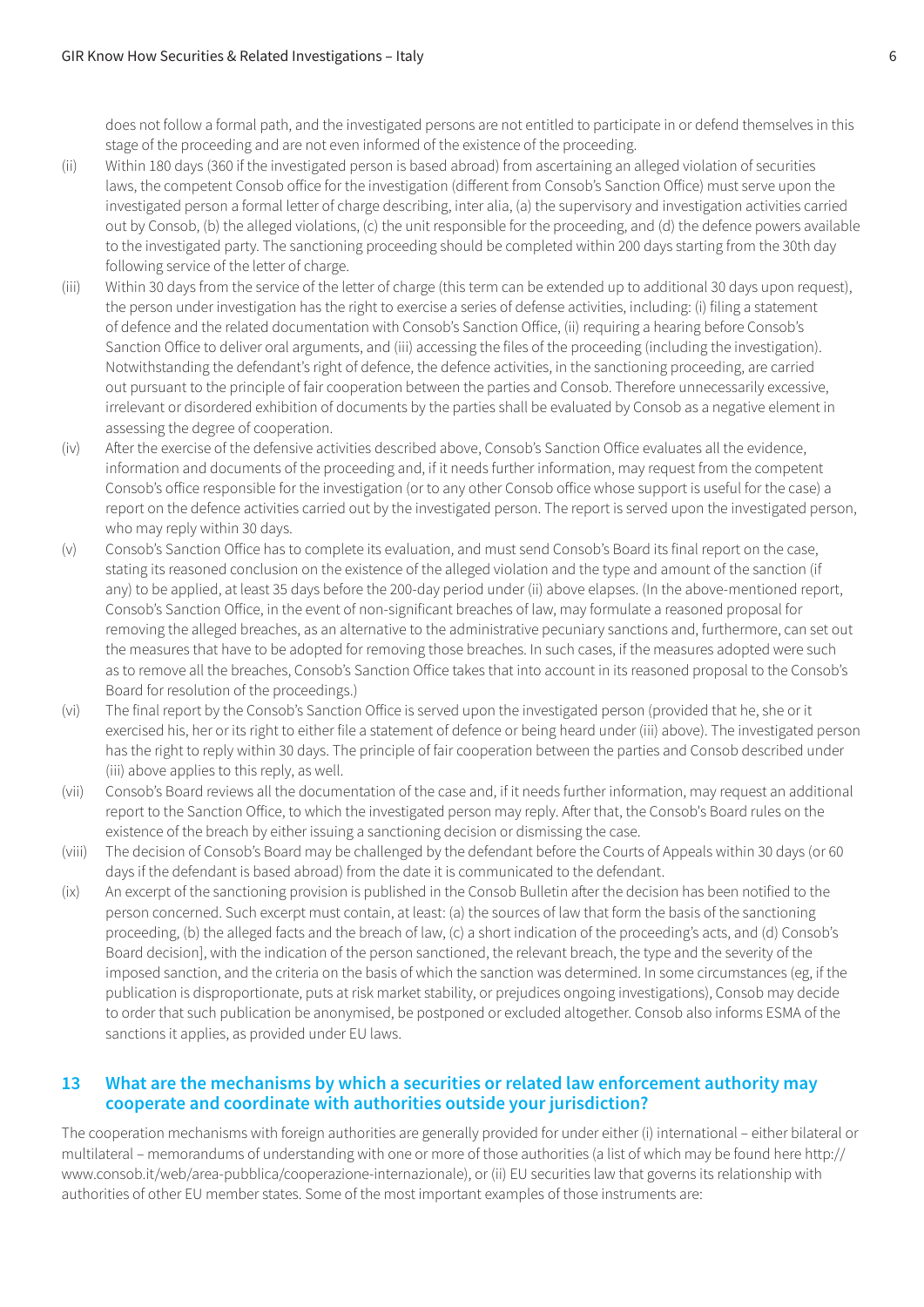does not follow a formal path, and the investigated persons are not entitled to participate in or defend themselves in this stage of the proceeding and are not even informed of the existence of the proceeding.

(ii) Within 180 days (360 if the investigated person is based abroad) from ascertaining an alleged violation of securities laws, the competent Consob office for the investigation (different from Consob's Sanction Office) must serve upon the investigated person a formal letter of charge describing, inter alia, (a) the supervisory and investigation activities carried out by Consob, (b) the alleged violations, (c) the unit responsible for the proceeding, and (d) the defence powers available to the investigated party. The sanctioning proceeding should be completed within 200 days starting from the 30th day following service of the letter of charge.

(iii) Within 30 days from the service of the letter of charge (this term can be extended up to additional 30 days upon request), the person under investigation has the right to exercise a series of defense activities, including: (i) filing a statement of defence and the related documentation with Consob's Sanction Office, (ii) requiring a hearing before Consob's Sanction Office to deliver oral arguments, and (iii) accessing the files of the proceeding (including the investigation). Notwithstanding the defendant's right of defence, the defence activities, in the sanctioning proceeding, are carried out pursuant to the principle of fair cooperation between the parties and Consob. Therefore unnecessarily excessive, irrelevant or disordered exhibition of documents by the parties shall be evaluated by Consob as a negative element in assessing the degree of cooperation.

(iv) After the exercise of the defensive activities described above, Consob's Sanction Office evaluates all the evidence, information and documents of the proceeding and, if it needs further information, may request from the competent Consob's office responsible for the investigation (or to any other Consob office whose support is useful for the case) a report on the defence activities carried out by the investigated person. The report is served upon the investigated person, who may reply within 30 days.

(v) Consob's Sanction Office has to complete its evaluation, and must send Consob's Board its final report on the case, stating its reasoned conclusion on the existence of the alleged violation and the type and amount of the sanction (if any) to be applied, at least 35 days before the 200-day period under (ii) above elapses. (In the above-mentioned report, Consob's Sanction Office, in the event of non-significant breaches of law, may formulate a reasoned proposal for removing the alleged breaches, as an alternative to the administrative pecuniary sanctions and, furthermore, can set out the measures that have to be adopted for removing those breaches. In such cases, if the measures adopted were such as to remove all the breaches, Consob's Sanction Office takes that into account in its reasoned proposal to the Consob's Board for resolution of the proceedings.)

(vi) The final report by the Consob's Sanction Office is served upon the investigated person (provided that he, she or it exercised his, her or its right to either file a statement of defence or being heard under (iii) above). The investigated person has the right to reply within 30 days. The principle of fair cooperation between the parties and Consob described under (iii) above applies to this reply, as well.

(vii) Consob's Board reviews all the documentation of the case and, if it needs further information, may request an additional report to the Sanction Office, to which the investigated person may reply. After that, the Consob's Board rules on the existence of the breach by either issuing a sanctioning decision or dismissing the case.

(viii) The decision of Consob's Board may be challenged by the defendant before the Courts of Appeals within 30 days (or 60 days if the defendant is based abroad) from the date it is communicated to the defendant.

(ix) An excerpt of the sanctioning provision is published in the Consob Bulletin after the decision has been notified to the person concerned. Such excerpt must contain, at least: (a) the sources of law that form the basis of the sanctioning proceeding, (b) the alleged facts and the breach of law, (c) a short indication of the proceeding's acts, and (d) Consob's Board decision], with the indication of the person sanctioned, the relevant breach, the type and the severity of the imposed sanction, and the criteria on the basis of which the sanction was determined. In some circumstances (eg, if the publication is disproportionate, puts at risk market stability, or prejudices ongoing investigations), Consob may decide to order that such publication be anonymised, be postponed or excluded altogether. Consob also informs ESMA of the sanctions it applies, as provided under EU laws.

## 13 What are the mechanisms by which a securities or related law enforcement authority may cooperate and coordinate with authorities outside your jurisdiction?

The cooperation mechanisms with foreign authorities are generally provided for under either (i) international – either bilateral or multilateral – memorandums of understanding with one or more of those authorities (a list of which may be found here http://www.consob.it/web/area-pubblica/cooperazione-internazionale), or (ii) EU securities law that governs its relationship with authorities of other EU member states. Some of the most important examples of those instruments are: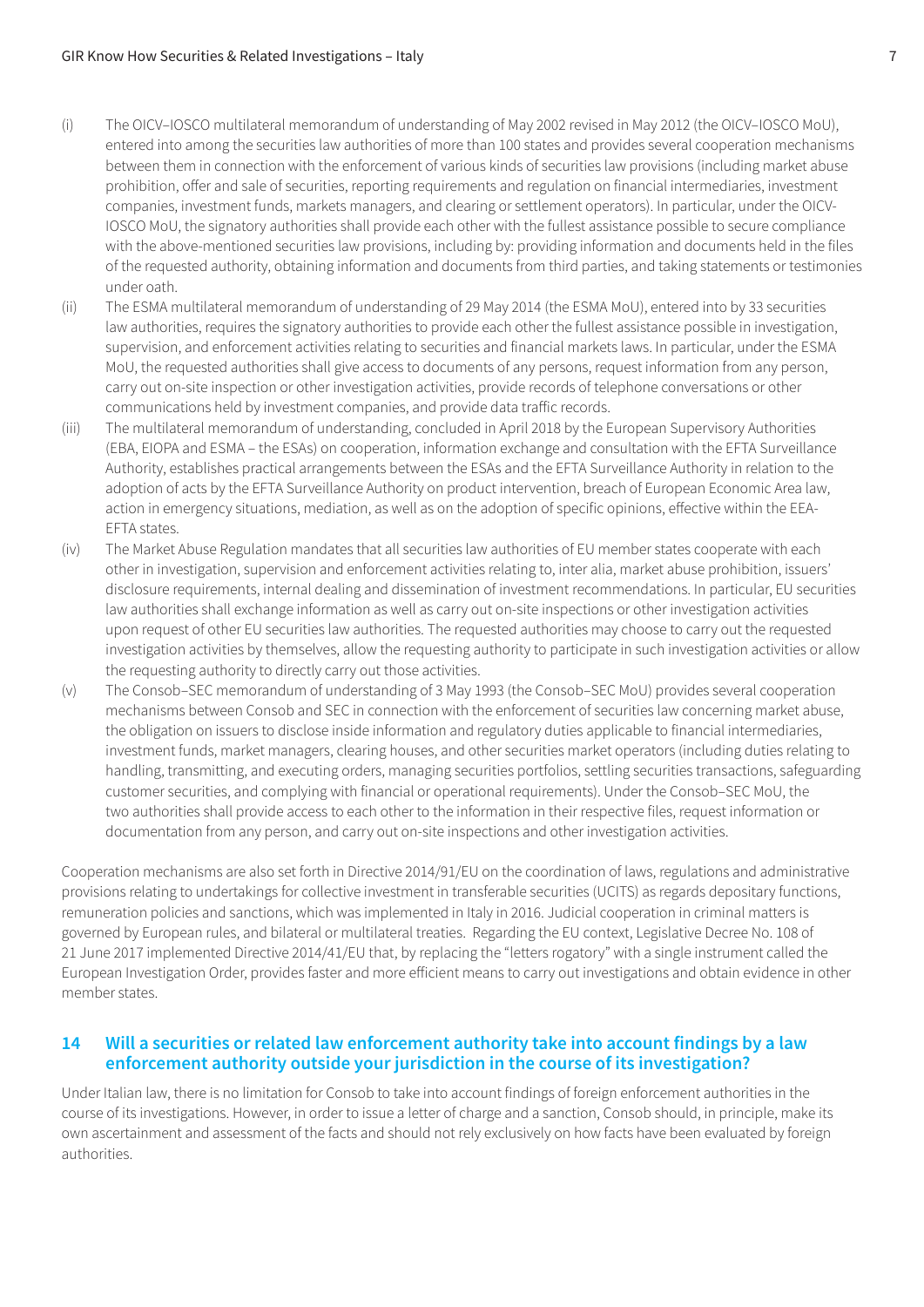(i) The OICV–IOSCO multilateral memorandum of understanding of May 2002 revised in May 2012 (the OICV–IOSCO MoU), entered into among the securities law authorities of more than 100 states and provides several cooperation mechanisms between them in connection with the enforcement of various kinds of securities law provisions (including market abuse prohibition, offer and sale of securities, reporting requirements and regulation on financial intermediaries, investment companies, investment funds, markets managers, and clearing or settlement operators). In particular, under the OICV-IOSCO MoU, the signatory authorities shall provide each other with the fullest assistance possible to secure compliance with the above-mentioned securities law provisions, including by: providing information and documents held in the files of the requested authority, obtaining information and documents from third parties, and taking statements or testimonies under oath.

(ii) The ESMA multilateral memorandum of understanding of 29 May 2014 (the ESMA MoU), entered into by 33 securities law authorities, requires the signatory authorities to provide each other the fullest assistance possible in investigation, supervision, and enforcement activities relating to securities and financial markets laws. In particular, under the ESMA MoU, the requested authorities shall give access to documents of any persons, request information from any person, carry out on-site inspection or other investigation activities, provide records of telephone conversations or other communications held by investment companies, and provide data traffic records.

(iii) The multilateral memorandum of understanding, concluded in April 2018 by the European Supervisory Authorities (EBA, EIOPA and ESMA – the ESAs) on cooperation, information exchange and consultation with the EFTA Surveillance Authority, establishes practical arrangements between the ESAs and the EFTA Surveillance Authority in relation to the adoption of acts by the EFTA Surveillance Authority on product intervention, breach of European Economic Area law, action in emergency situations, mediation, as well as on the adoption of specific opinions, effective within the EEA-EFTA states.

(iv) The Market Abuse Regulation mandates that all securities law authorities of EU member states cooperate with each other in investigation, supervision and enforcement activities relating to, inter alia, market abuse prohibition, issuers' disclosure requirements, internal dealing and dissemination of investment recommendations. In particular, EU securities law authorities shall exchange information as well as carry out on-site inspections or other investigation activities upon request of other EU securities law authorities. The requested authorities may choose to carry out the requested investigation activities by themselves, allow the requesting authority to participate in such investigation activities or allow the requesting authority to directly carry out those activities.

(v) The Consob–SEC memorandum of understanding of 3 May 1993 (the Consob–SEC MoU) provides several cooperation mechanisms between Consob and SEC in connection with the enforcement of securities law concerning market abuse, the obligation on issuers to disclose inside information and regulatory duties applicable to financial intermediaries, investment funds, market managers, clearing houses, and other securities market operators (including duties relating to handling, transmitting, and executing orders, managing securities portfolios, settling securities transactions, safeguarding customer securities, and complying with financial or operational requirements). Under the Consob–SEC MoU, the two authorities shall provide access to each other to the information in their respective files, request information or documentation from any person, and carry out on-site inspections and other investigation activities.

Cooperation mechanisms are also set forth in Directive 2014/91/EU on the coordination of laws, regulations and administrative provisions relating to undertakings for collective investment in transferable securities (UCITS) as regards depositary functions, remuneration policies and sanctions, which was implemented in Italy in 2016. Judicial cooperation in criminal matters is governed by European rules, and bilateral or multilateral treaties. Regarding the EU context, Legislative Decree No. 108 of 21 June 2017 implemented Directive 2014/41/EU that, by replacing the "letters rogatory" with a single instrument called the European Investigation Order, provides faster and more efficient means to carry out investigations and obtain evidence in other member states.

## 14 Will a securities or related law enforcement authority take into account findings by a law enforcement authority outside your jurisdiction in the course of its investigation?

Under Italian law, there is no limitation for Consob to take into account findings of foreign enforcement authorities in the course of its investigations. However, in order to issue a letter of charge and a sanction, Consob should, in principle, make its own ascertainment and assessment of the facts and should not rely exclusively on how facts have been evaluated by foreign authorities.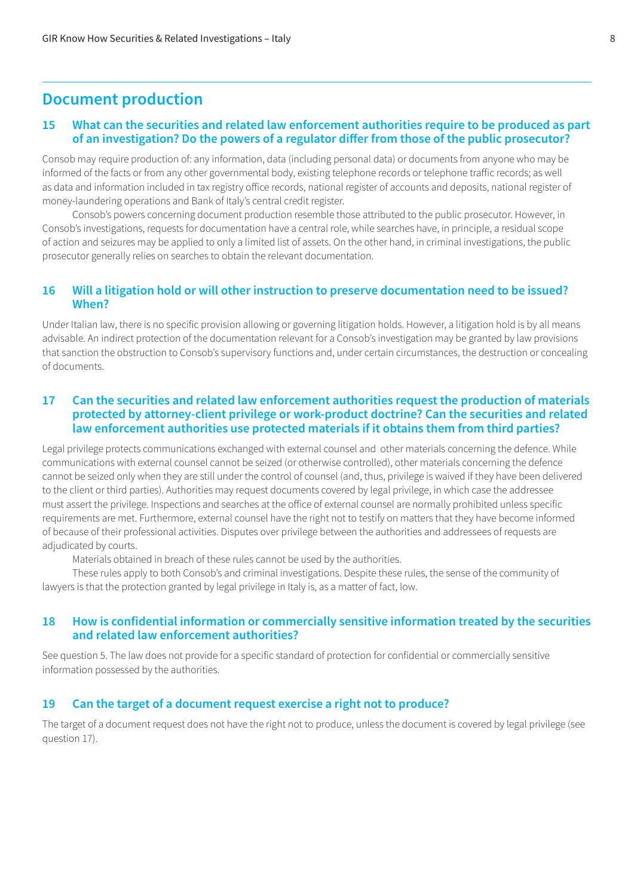## Document production

### 15 What can the securities and related law enforcement authorities require to be produced as part of an investigation? Do the powers of a regulator differ from those of the public prosecutor?

Consob may require production of: any information, data (including personal data) or documents from anyone who may be informed of the facts or from any other governmental body, existing telephone records or telephone traffic records; as well as data and information included in tax registry office records, national register of accounts and deposits, national register of money-laundering operations and Bank of Italy's central credit register.

Consob's powers concerning document production resemble those attributed to the public prosecutor. However, in Consob's investigations, requests for documentation have a central role, while searches have, in principle, a residual scope of action and seizures may be applied to only a limited list of assets. On the other hand, in criminal investigations, the public prosecutor generally relies on searches to obtain the relevant documentation.

### 16 Will a litigation hold or will other instruction to preserve documentation need to be issued? When?

Under Italian law, there is no specific provision allowing or governing litigation holds. However, a litigation hold is by all means advisable. An indirect protection of the documentation relevant for a Consob's investigation may be granted by law provisions that sanction the obstruction to Consob's supervisory functions and, under certain circumstances, the destruction or concealing of documents.

### 17 Can the securities and related law enforcement authorities request the production of materials protected by attorney-client privilege or work-product doctrine? Can the securities and related law enforcement authorities use protected materials if it obtains them from third parties?

Legal privilege protects communications exchanged with external counsel and other materials concerning the defence. While communications with external counsel cannot be seized (or otherwise controlled), other materials concerning the defence cannot be seized only when they are still under the control of counsel (and, thus, privilege is waived if they have been delivered to the client or third parties). Authorities may request documents covered by legal privilege, in which case the addressee must assert the privilege. Inspections and searches at the office of external counsel are normally prohibited unless specific requirements are met. Furthermore, external counsel have the right not to testify on matters that they have become informed of because of their professional activities. Disputes over privilege between the authorities and addressees of requests are adjudicated by courts.

Materials obtained in breach of these rules cannot be used by the authorities.

These rules apply to both Consob's and criminal investigations. Despite these rules, the sense of the community of lawyers is that the protection granted by legal privilege in Italy is, as a matter of fact, low.

### 18 How is confidential information or commercially sensitive information treated by the securities and related law enforcement authorities?

See question 5. The law does not provide for a specific standard of protection for confidential or commercially sensitive information possessed by the authorities.

### 19 Can the target of a document request exercise a right not to produce?

The target of a document request does not have the right not to produce, unless the document is covered by legal privilege (see question 17).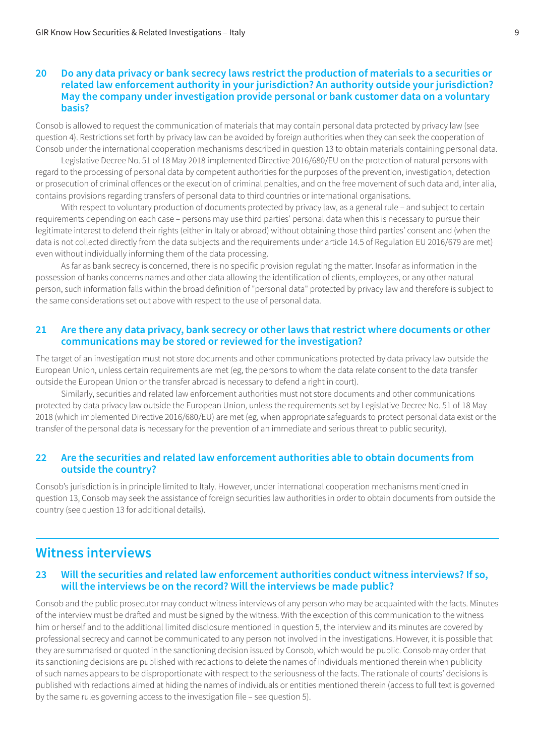### 20 Do any data privacy or bank secrecy laws restrict the production of materials to a securities or related law enforcement authority in your jurisdiction? An authority outside your jurisdiction? May the company under investigation provide personal or bank customer data on a voluntary basis?

Consob is allowed to request the communication of materials that may contain personal data protected by privacy law (see question 4). Restrictions set forth by privacy law can be avoided by foreign authorities when they can seek the cooperation of Consob under the international cooperation mechanisms described in question 13 to obtain materials containing personal data.

Legislative Decree No. 51 of 18 May 2018 implemented Directive 2016/680/EU on the protection of natural persons with regard to the processing of personal data by competent authorities for the purposes of the prevention, investigation, detection or prosecution of criminal offences or the execution of criminal penalties, and on the free movement of such data and, inter alia, contains provisions regarding transfers of personal data to third countries or international organisations.

With respect to voluntary production of documents protected by privacy law, as a general rule – and subject to certain requirements depending on each case – persons may use third parties' personal data when this is necessary to pursue their legitimate interest to defend their rights (either in Italy or abroad) without obtaining those third parties' consent and (when the data is not collected directly from the data subjects and the requirements under article 14.5 of Regulation EU 2016/679 are met) even without individually informing them of the data processing.

As far as bank secrecy is concerned, there is no specific provision regulating the matter. Insofar as information in the possession of banks concerns names and other data allowing the identification of clients, employees, or any other natural person, such information falls within the broad definition of "personal data" protected by privacy law and therefore is subject to the same considerations set out above with respect to the use of personal data.

### 21 Are there any data privacy, bank secrecy or other laws that restrict where documents or other communications may be stored or reviewed for the investigation?

The target of an investigation must not store documents and other communications protected by data privacy law outside the European Union, unless certain requirements are met (eg, the persons to whom the data relate consent to the data transfer outside the European Union or the transfer abroad is necessary to defend a right in court).

Similarly, securities and related law enforcement authorities must not store documents and other communications protected by data privacy law outside the European Union, unless the requirements set by Legislative Decree No. 51 of 18 May 2018 (which implemented Directive 2016/680/EU) are met (eg, when appropriate safeguards to protect personal data exist or the transfer of the personal data is necessary for the prevention of an immediate and serious threat to public security).

### 22 Are the securities and related law enforcement authorities able to obtain documents from outside the country?

Consob's jurisdiction is in principle limited to Italy. However, under international cooperation mechanisms mentioned in question 13, Consob may seek the assistance of foreign securities law authorities in order to obtain documents from outside the country (see question 13 for additional details).

## Witness interviews

### 23 Will the securities and related law enforcement authorities conduct witness interviews? If so, will the interviews be on the record? Will the interviews be made public?

Consob and the public prosecutor may conduct witness interviews of any person who may be acquainted with the facts. Minutes of the interview must be drafted and must be signed by the witness. With the exception of this communication to the witness him or herself and to the additional limited disclosure mentioned in question 5, the interview and its minutes are covered by professional secrecy and cannot be communicated to any person not involved in the investigations. However, it is possible that they are summarised or quoted in the sanctioning decision issued by Consob, which would be public. Consob may order that its sanctioning decisions are published with redactions to delete the names of individuals mentioned therein when publicity of such names appears to be disproportionate with respect to the seriousness of the facts. The rationale of courts' decisions is published with redactions aimed at hiding the names of individuals or entities mentioned therein (access to full text is governed by the same rules governing access to the investigation file – see question 5).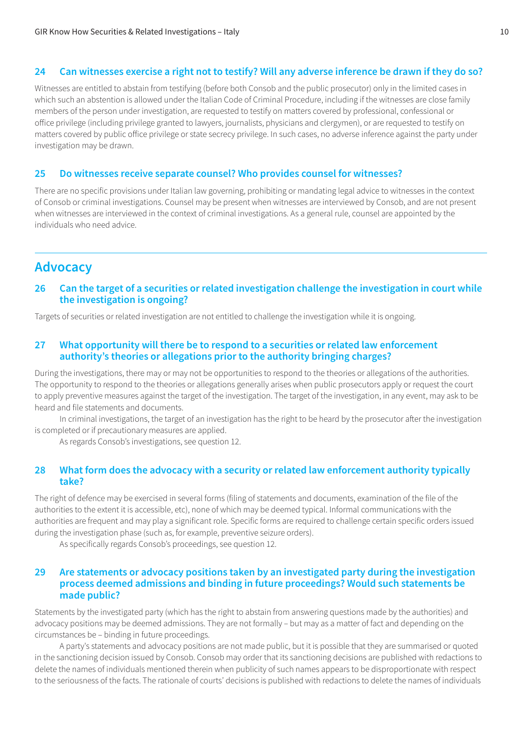### 24 Can witnesses exercise a right not to testify? Will any adverse inference be drawn if they do so?

Witnesses are entitled to abstain from testifying (before both Consob and the public prosecutor) only in the limited cases in which such an abstention is allowed under the Italian Code of Criminal Procedure, including if the witnesses are close family members of the person under investigation, are requested to testify on matters covered by professional, confessional or office privilege (including privilege granted to lawyers, journalists, physicians and clergymen), or are requested to testify on matters covered by public office privilege or state secrecy privilege. In such cases, no adverse inference against the party under investigation may be drawn.

### 25 Do witnesses receive separate counsel? Who provides counsel for witnesses?

There are no specific provisions under Italian law governing, prohibiting or mandating legal advice to witnesses in the context of Consob or criminal investigations. Counsel may be present when witnesses are interviewed by Consob, and are not present when witnesses are interviewed in the context of criminal investigations. As a general rule, counsel are appointed by the individuals who need advice.

## Advocacy

### 26 Can the target of a securities or related investigation challenge the investigation in court while the investigation is ongoing?

Targets of securities or related investigation are not entitled to challenge the investigation while it is ongoing.

### 27 What opportunity will there be to respond to a securities or related law enforcement authority's theories or allegations prior to the authority bringing charges?

During the investigations, there may or may not be opportunities to respond to the theories or allegations of the authorities. The opportunity to respond to the theories or allegations generally arises when public prosecutors apply or request the court to apply preventive measures against the target of the investigation. The target of the investigation, in any event, may ask to be heard and file statements and documents.

In criminal investigations, the target of an investigation has the right to be heard by the prosecutor after the investigation is completed or if precautionary measures are applied.

As regards Consob's investigations, see question 12.

### 28 What form does the advocacy with a security or related law enforcement authority typically take?

The right of defence may be exercised in several forms (filing of statements and documents, examination of the file of the authorities to the extent it is accessible, etc), none of which may be deemed typical. Informal communications with the authorities are frequent and may play a significant role. Specific forms are required to challenge certain specific orders issued during the investigation phase (such as, for example, preventive seizure orders).

As specifically regards Consob's proceedings, see question 12.

### 29 Are statements or advocacy positions taken by an investigated party during the investigation process deemed admissions and binding in future proceedings? Would such statements be made public?

Statements by the investigated party (which has the right to abstain from answering questions made by the authorities) and advocacy positions may be deemed admissions. They are not formally – but may as a matter of fact and depending on the circumstances be – binding in future proceedings.

A party's statements and advocacy positions are not made public, but it is possible that they are summarised or quoted in the sanctioning decision issued by Consob. Consob may order that its sanctioning decisions are published with redactions to delete the names of individuals mentioned therein when publicity of such names appears to be disproportionate with respect to the seriousness of the facts. The rationale of courts' decisions is published with redactions to delete the names of individuals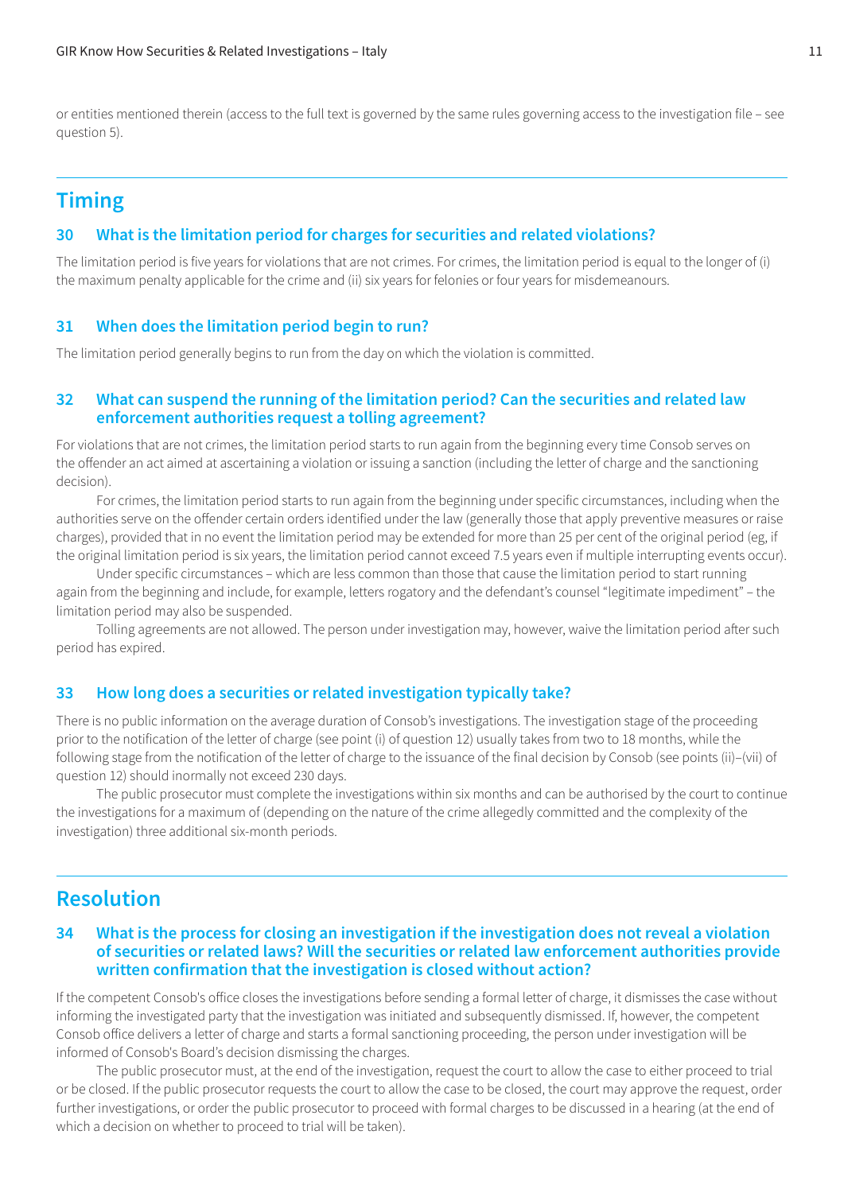or entities mentioned therein (access to the full text is governed by the same rules governing access to the investigation file – see question 5).

## Timing

### 30 What is the limitation period for charges for securities and related violations?

The limitation period is five years for violations that are not crimes. For crimes, the limitation period is equal to the longer of (i) the maximum penalty applicable for the crime and (ii) six years for felonies or four years for misdemeanours.

### 31 When does the limitation period begin to run?

The limitation period generally begins to run from the day on which the violation is committed.

### 32 What can suspend the running of the limitation period? Can the securities and related law enforcement authorities request a tolling agreement?

For violations that are not crimes, the limitation period starts to run again from the beginning every time Consob serves on the offender an act aimed at ascertaining a violation or issuing a sanction (including the letter of charge and the sanctioning decision).

For crimes, the limitation period starts to run again from the beginning under specific circumstances, including when the authorities serve on the offender certain orders identified under the law (generally those that apply preventive measures or raise charges), provided that in no event the limitation period may be extended for more than 25 per cent of the original period (eg, if the original limitation period is six years, the limitation period cannot exceed 7.5 years even if multiple interrupting events occur).

Under specific circumstances – which are less common than those that cause the limitation period to start running again from the beginning and include, for example, letters rogatory and the defendant's counsel "legitimate impediment" – the limitation period may also be suspended.

Tolling agreements are not allowed. The person under investigation may, however, waive the limitation period after such period has expired.

### 33 How long does a securities or related investigation typically take?

There is no public information on the average duration of Consob's investigations. The investigation stage of the proceeding prior to the notification of the letter of charge (see point (i) of question 12) usually takes from two to 18 months, while the following stage from the notification of the letter of charge to the issuance of the final decision by Consob (see points (ii)–(vii) of question 12) should inormally not exceed 230 days.

The public prosecutor must complete the investigations within six months and can be authorised by the court to continue the investigations for a maximum of (depending on the nature of the crime allegedly committed and the complexity of the investigation) three additional six-month periods.

## Resolution

### 34 What is the process for closing an investigation if the investigation does not reveal a violation of securities or related laws? Will the securities or related law enforcement authorities provide written confirmation that the investigation is closed without action?

If the competent Consob's office closes the investigations before sending a formal letter of charge, it dismisses the case without informing the investigated party that the investigation was initiated and subsequently dismissed. If, however, the competent Consob office delivers a letter of charge and starts a formal sanctioning proceeding, the person under investigation will be informed of Consob's Board's decision dismissing the charges.

The public prosecutor must, at the end of the investigation, request the court to allow the case to either proceed to trial or be closed. If the public prosecutor requests the court to allow the case to be closed, the court may approve the request, order further investigations, or order the public prosecutor to proceed with formal charges to be discussed in a hearing (at the end of which a decision on whether to proceed to trial will be taken).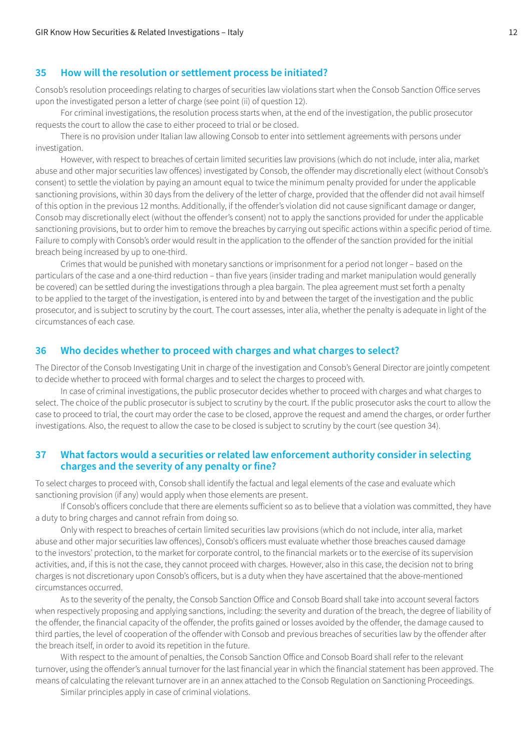## 35 How will the resolution or settlement process be initiated?

Consob's resolution proceedings relating to charges of securities law violations start when the Consob Sanction Office serves upon the investigated person a letter of charge (see point (ii) of question 12).

For criminal investigations, the resolution process starts when, at the end of the investigation, the public prosecutor requests the court to allow the case to either proceed to trial or be closed.

There is no provision under Italian law allowing Consob to enter into settlement agreements with persons under investigation.

However, with respect to breaches of certain limited securities law provisions (which do not include, inter alia, market abuse and other major securities law offences) investigated by Consob, the offender may discretionally elect (without Consob's consent) to settle the violation by paying an amount equal to twice the minimum penalty provided for under the applicable sanctioning provisions, within 30 days from the delivery of the letter of charge, provided that the offender did not avail himself of this option in the previous 12 months. Additionally, if the offender's violation did not cause significant damage or danger, Consob may discretionally elect (without the offender's consent) not to apply the sanctions provided for under the applicable sanctioning provisions, but to order him to remove the breaches by carrying out specific actions within a specific period of time. Failure to comply with Consob's order would result in the application to the offender of the sanction provided for the initial breach being increased by up to one-third.

Crimes that would be punished with monetary sanctions or imprisonment for a period not longer – based on the particulars of the case and a one-third reduction – than five years (insider trading and market manipulation would generally be covered) can be settled during the investigations through a plea bargain. The plea agreement must set forth a penalty to be applied to the target of the investigation, is entered into by and between the target of the investigation and the public prosecutor, and is subject to scrutiny by the court. The court assesses, inter alia, whether the penalty is adequate in light of the circumstances of each case.

## 36 Who decides whether to proceed with charges and what charges to select?

The Director of the Consob Investigating Unit in charge of the investigation and Consob's General Director are jointly competent to decide whether to proceed with formal charges and to select the charges to proceed with.

In case of criminal investigations, the public prosecutor decides whether to proceed with charges and what charges to select. The choice of the public prosecutor is subject to scrutiny by the court. If the public prosecutor asks the court to allow the case to proceed to trial, the court may order the case to be closed, approve the request and amend the charges, or order further investigations. Also, the request to allow the case to be closed is subject to scrutiny by the court (see question 34).

## 37 What factors would a securities or related law enforcement authority consider in selecting charges and the severity of any penalty or fine?

To select charges to proceed with, Consob shall identify the factual and legal elements of the case and evaluate which sanctioning provision (if any) would apply when those elements are present.

If Consob's officers conclude that there are elements sufficient so as to believe that a violation was committed, they have a duty to bring charges and cannot refrain from doing so.

Only with respect to breaches of certain limited securities law provisions (which do not include, inter alia, market abuse and other major securities law offences), Consob's officers must evaluate whether those breaches caused damage to the investors' protection, to the market for corporate control, to the financial markets or to the exercise of its supervision activities, and, if this is not the case, they cannot proceed with charges. However, also in this case, the decision not to bring charges is not discretionary upon Consob's officers, but is a duty when they have ascertained that the above-mentioned circumstances occurred.

As to the severity of the penalty, the Consob Sanction Office and Consob Board shall take into account several factors when respectively proposing and applying sanctions, including: the severity and duration of the breach, the degree of liability of the offender, the financial capacity of the offender, the profits gained or losses avoided by the offender, the damage caused to third parties, the level of cooperation of the offender with Consob and previous breaches of securities law by the offender after the breach itself, in order to avoid its repetition in the future.

With respect to the amount of penalties, the Consob Sanction Office and Consob Board shall refer to the relevant turnover, using the offender's annual turnover for the last financial year in which the financial statement has been approved. The means of calculating the relevant turnover are in an annex attached to the Consob Regulation on Sanctioning Proceedings.

Similar principles apply in case of criminal violations.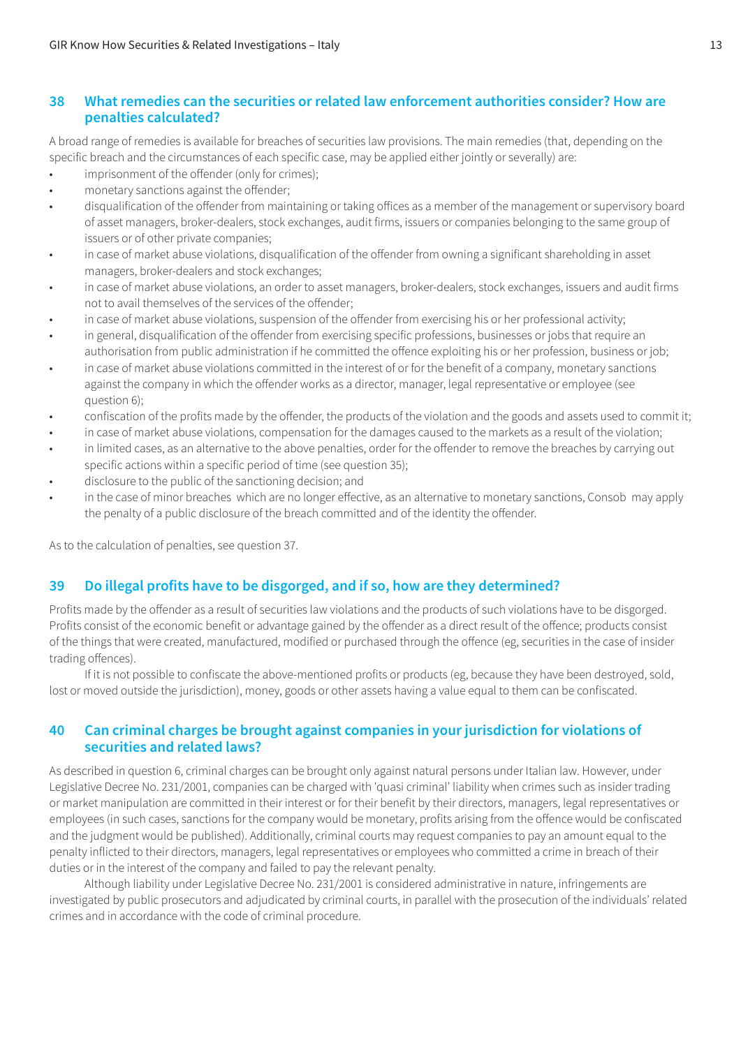## 38 What remedies can the securities or related law enforcement authorities consider? How are penalties calculated?

A broad range of remedies is available for breaches of securities law provisions. The main remedies (that, depending on the specific breach and the circumstances of each specific case, may be applied either jointly or severally) are:

- imprisonment of the offender (only for crimes);
- monetary sanctions against the offender;
- disqualification of the offender from maintaining or taking offices as a member of the management or supervisory board of asset managers, broker-dealers, stock exchanges, audit firms, issuers or companies belonging to the same group of issuers or of other private companies;
- in case of market abuse violations, disqualification of the offender from owning a significant shareholding in asset managers, broker-dealers and stock exchanges;
- in case of market abuse violations, an order to asset managers, broker-dealers, stock exchanges, issuers and audit firms not to avail themselves of the services of the offender;
- in case of market abuse violations, suspension of the offender from exercising his or her professional activity;
- in general, disqualification of the offender from exercising specific professions, businesses or jobs that require an authorisation from public administration if he committed the offence exploiting his or her profession, business or job;
- in case of market abuse violations committed in the interest of or for the benefit of a company, monetary sanctions against the company in which the offender works as a director, manager, legal representative or employee (see question 6);
- confiscation of the profits made by the offender, the products of the violation and the goods and assets used to commit it;
- in case of market abuse violations, compensation for the damages caused to the markets as a result of the violation;
- in limited cases, as an alternative to the above penalties, order for the offender to remove the breaches by carrying out specific actions within a specific period of time (see question 35);
- disclosure to the public of the sanctioning decision; and
- in the case of minor breaches which are no longer effective, as an alternative to monetary sanctions, Consob may apply the penalty of a public disclosure of the breach committed and of the identity the offender.

As to the calculation of penalties, see question 37.

## 39 Do illegal profits have to be disgorged, and if so, how are they determined?

Profits made by the offender as a result of securities law violations and the products of such violations have to be disgorged. Profits consist of the economic benefit or advantage gained by the offender as a direct result of the offence; products consist of the things that were created, manufactured, modified or purchased through the offence (eg, securities in the case of insider trading offences).

If it is not possible to confiscate the above-mentioned profits or products (eg, because they have been destroyed, sold, lost or moved outside the jurisdiction), money, goods or other assets having a value equal to them can be confiscated.

## 40 Can criminal charges be brought against companies in your jurisdiction for violations of securities and related laws?

As described in question 6, criminal charges can be brought only against natural persons under Italian law. However, under Legislative Decree No. 231/2001, companies can be charged with 'quasi criminal' liability when crimes such as insider trading or market manipulation are committed in their interest or for their benefit by their directors, managers, legal representatives or employees (in such cases, sanctions for the company would be monetary, profits arising from the offence would be confiscated and the judgment would be published). Additionally, criminal courts may request companies to pay an amount equal to the penalty inflicted to their directors, managers, legal representatives or employees who committed a crime in breach of their duties or in the interest of the company and failed to pay the relevant penalty.

Although liability under Legislative Decree No. 231/2001 is considered administrative in nature, infringements are investigated by public prosecutors and adjudicated by criminal courts, in parallel with the prosecution of the individuals' related crimes and in accordance with the code of criminal procedure.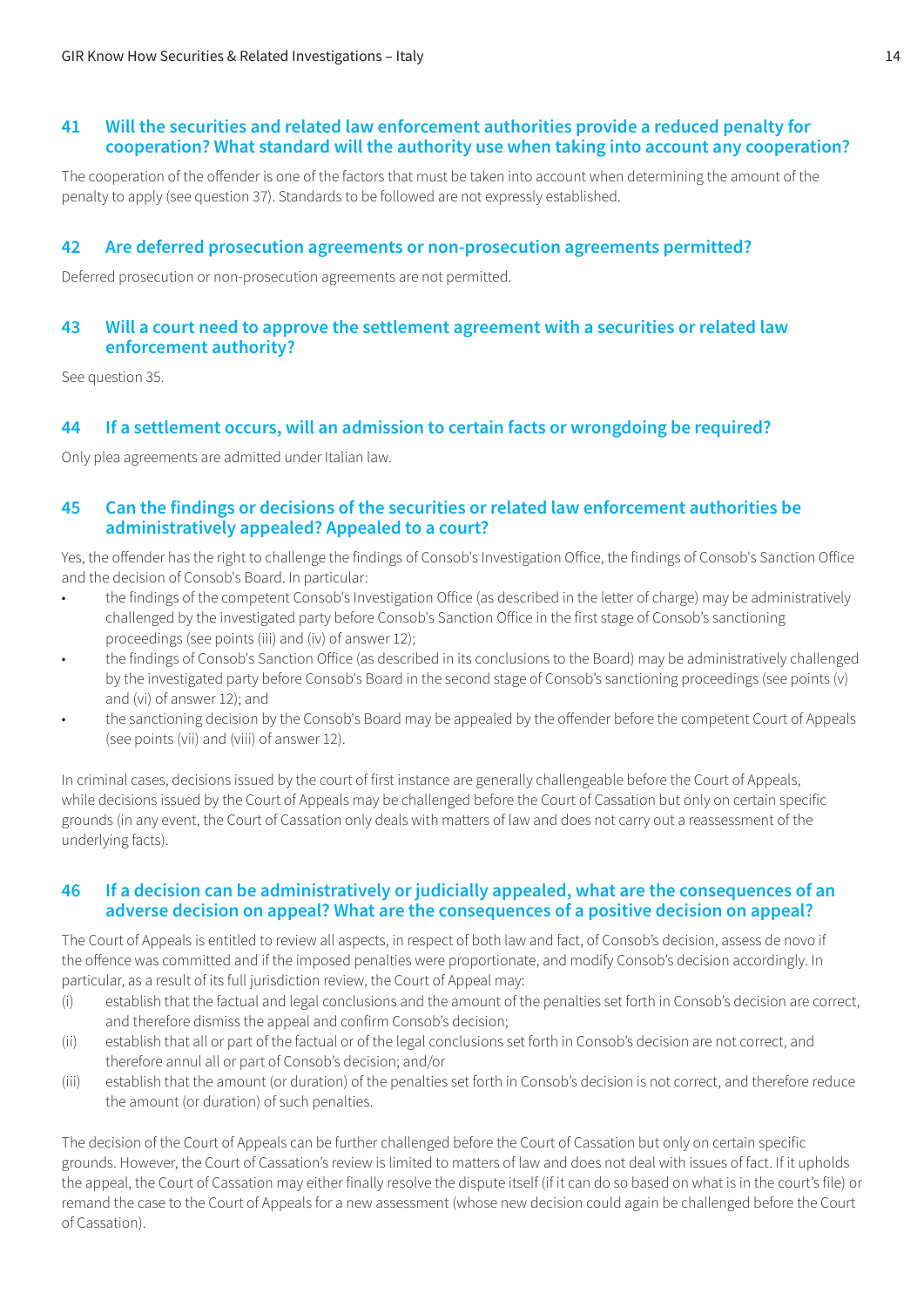## 41 Will the securities and related law enforcement authorities provide a reduced penalty for cooperation? What standard will the authority use when taking into account any cooperation?

The cooperation of the offender is one of the factors that must be taken into account when determining the amount of the penalty to apply (see question 37). Standards to be followed are not expressly established.

## 42 Are deferred prosecution agreements or non-prosecution agreements permitted?

Deferred prosecution or non-prosecution agreements are not permitted.

## 43 Will a court need to approve the settlement agreement with a securities or related law enforcement authority?

See question 35.

## 44 If a settlement occurs, will an admission to certain facts or wrongdoing be required?

Only plea agreements are admitted under Italian law.

## 45 Can the findings or decisions of the securities or related law enforcement authorities be administratively appealed? Appealed to a court?

Yes, the offender has the right to challenge the findings of Consob's Investigation Office, the findings of Consob's Sanction Office and the decision of Consob's Board. In particular:

- the findings of the competent Consob's Investigation Office (as described in the letter of charge) may be administratively challenged by the investigated party before Consob's Sanction Office in the first stage of Consob's sanctioning proceedings (see points (iii) and (iv) of answer 12);
- the findings of Consob's Sanction Office (as described in its conclusions to the Board) may be administratively challenged by the investigated party before Consob's Board in the second stage of Consob's sanctioning proceedings (see points (v) and (vi) of answer 12); and
- the sanctioning decision by the Consob's Board may be appealed by the offender before the competent Court of Appeals (see points (vii) and (viii) of answer 12).

In criminal cases, decisions issued by the court of first instance are generally challengeable before the Court of Appeals, while decisions issued by the Court of Appeals may be challenged before the Court of Cassation but only on certain specific grounds (in any event, the Court of Cassation only deals with matters of law and does not carry out a reassessment of the underlying facts).

## 46 If a decision can be administratively or judicially appealed, what are the consequences of an adverse decision on appeal? What are the consequences of a positive decision on appeal?

The Court of Appeals is entitled to review all aspects, in respect of both law and fact, of Consob's decision, assess de novo if the offence was committed and if the imposed penalties were proportionate, and modify Consob's decision accordingly. In particular, as a result of its full jurisdiction review, the Court of Appeal may:

(i) establish that the factual and legal conclusions and the amount of the penalties set forth in Consob's decision are correct, and therefore dismiss the appeal and confirm Consob's decision;

(ii) establish that all or part of the factual or of the legal conclusions set forth in Consob's decision are not correct, and therefore annul all or part of Consob's decision; and/or

(iii) establish that the amount (or duration) of the penalties set forth in Consob's decision is not correct, and therefore reduce the amount (or duration) of such penalties.

The decision of the Court of Appeals can be further challenged before the Court of Cassation but only on certain specific grounds. However, the Court of Cassation's review is limited to matters of law and does not deal with issues of fact. If it upholds the appeal, the Court of Cassation may either finally resolve the dispute itself (if it can do so based on what is in the court's file) or remand the case to the Court of Appeals for a new assessment (whose new decision could again be challenged before the Court of Cassation).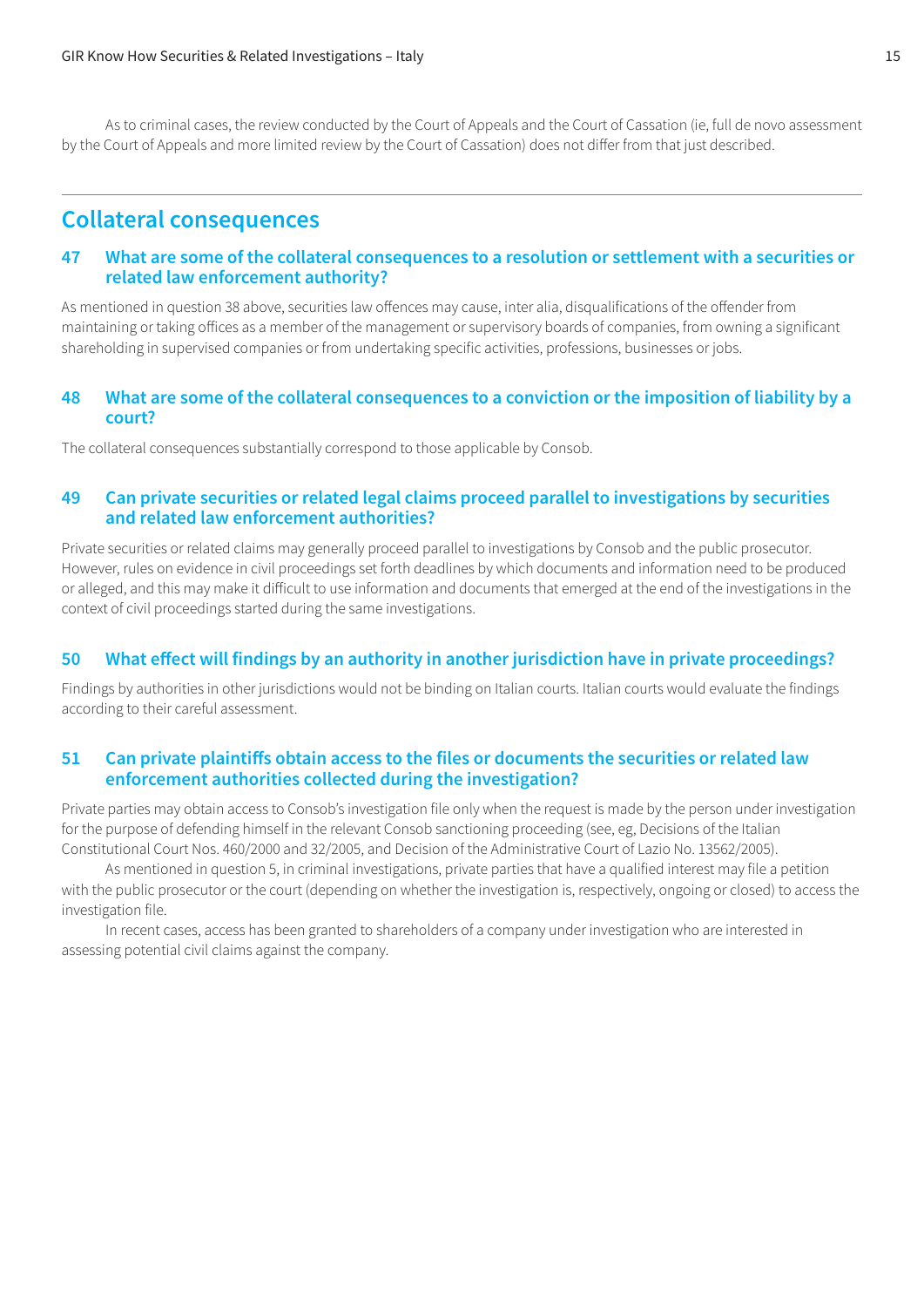As to criminal cases, the review conducted by the Court of Appeals and the Court of Cassation (ie, full de novo assessment by the Court of Appeals and more limited review by the Court of Cassation) does not differ from that just described.

## Collateral consequences

### 47 What are some of the collateral consequences to a resolution or settlement with a securities or related law enforcement authority?

As mentioned in question 38 above, securities law offences may cause, inter alia, disqualifications of the offender from maintaining or taking offices as a member of the management or supervisory boards of companies, from owning a significant shareholding in supervised companies or from undertaking specific activities, professions, businesses or jobs.

### 48 What are some of the collateral consequences to a conviction or the imposition of liability by a court?

The collateral consequences substantially correspond to those applicable by Consob.

### 49 Can private securities or related legal claims proceed parallel to investigations by securities and related law enforcement authorities?

Private securities or related claims may generally proceed parallel to investigations by Consob and the public prosecutor. However, rules on evidence in civil proceedings set forth deadlines by which documents and information need to be produced or alleged, and this may make it difficult to use information and documents that emerged at the end of the investigations in the context of civil proceedings started during the same investigations.

### 50 What effect will findings by an authority in another jurisdiction have in private proceedings?

Findings by authorities in other jurisdictions would not be binding on Italian courts. Italian courts would evaluate the findings according to their careful assessment.

### 51 Can private plaintiffs obtain access to the files or documents the securities or related law enforcement authorities collected during the investigation?

Private parties may obtain access to Consob's investigation file only when the request is made by the person under investigation for the purpose of defending himself in the relevant Consob sanctioning proceeding (see, eg, Decisions of the Italian Constitutional Court Nos. 460/2000 and 32/2005, and Decision of the Administrative Court of Lazio No. 13562/2005).

As mentioned in question 5, in criminal investigations, private parties that have a qualified interest may file a petition with the public prosecutor or the court (depending on whether the investigation is, respectively, ongoing or closed) to access the investigation file.

In recent cases, access has been granted to shareholders of a company under investigation who are interested in assessing potential civil claims against the company.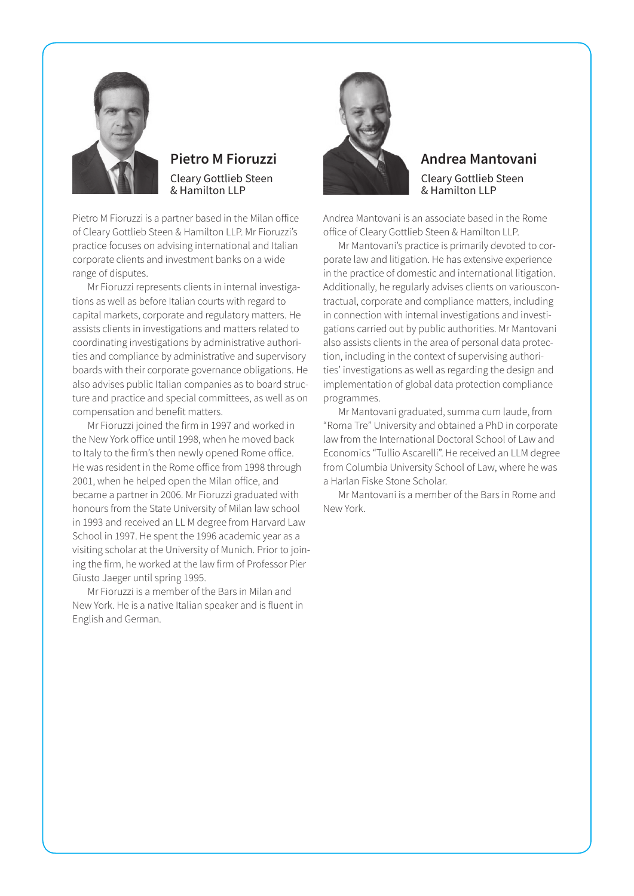## Pietro M Fioruzzi

Cleary Gottlieb Steen & Hamilton LLP

Pietro M Fioruzzi is a partner based in the Milan office of Cleary Gottlieb Steen & Hamilton LLP. Mr Fioruzzi's practice focuses on advising international and Italian corporate clients and investment banks on a wide range of disputes.

Mr Fioruzzi represents clients in internal investigations as well as before Italian courts with regard to capital markets, corporate and regulatory matters. He assists clients in investigations and matters related to coordinating investigations by administrative authorities and compliance by administrative and supervisory boards with their corporate governance obligations. He also advises public Italian companies as to board structure and practice and special committees, as well as on compensation and benefit matters.

Mr Fioruzzi joined the firm in 1997 and worked in the New York office until 1998, when he moved back to Italy to the firm's then newly opened Rome office. He was resident in the Rome office from 1998 through 2001, when he helped open the Milan office, and became a partner in 2006. Mr Fioruzzi graduated with honours from the State University of Milan law school in 1993 and received an LL M degree from Harvard Law School in 1997. He spent the 1996 academic year as a visiting scholar at the University of Munich. Prior to joining the firm, he worked at the law firm of Professor Pier Giusto Jaeger until spring 1995.

Mr Fioruzzi is a member of the Bars in Milan and New York. He is a native Italian speaker and is fluent in English and German.

## Andrea Mantovani

Cleary Gottlieb Steen & Hamilton LLP

Andrea Mantovani is an associate based in the Rome office of Cleary Gottlieb Steen & Hamilton LLP.

Mr Mantovani's practice is primarily devoted to corporate law and litigation. He has extensive experience in the practice of domestic and international litigation. Additionally, he regularly advises clients on variouscontractual, corporate and compliance matters, including in connection with internal investigations and investigations carried out by public authorities. Mr Mantovani also assists clients in the area of personal data protection, including in the context of supervising authorities' investigations as well as regarding the design and implementation of global data protection compliance programmes.

Mr Mantovani graduated, summa cum laude, from "Roma Tre" University and obtained a PhD in corporate law from the International Doctoral School of Law and Economics "Tullio Ascarelli". He received an LLM degree from Columbia University School of Law, where he was a Harlan Fiske Stone Scholar.

Mr Mantovani is a member of the Bars in Rome and New York.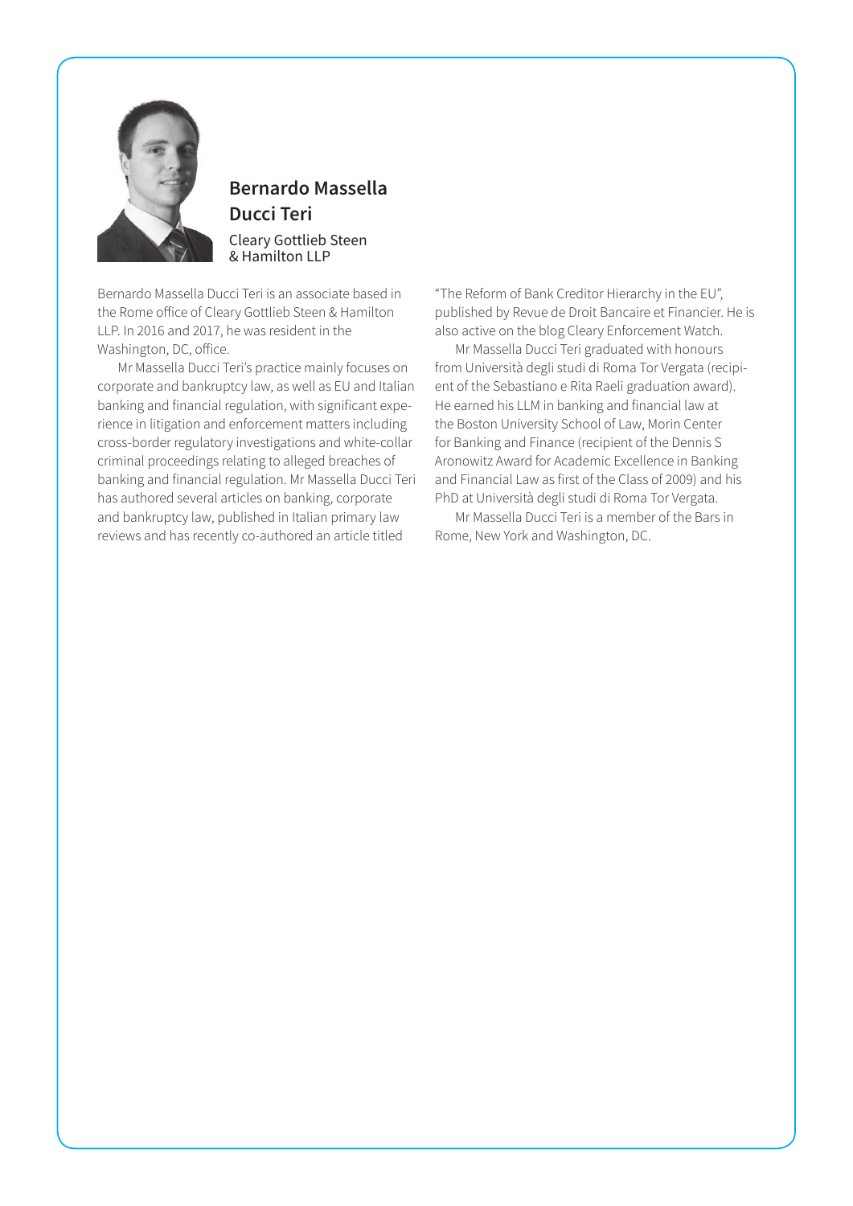## Bernardo Massella Ducci Teri

Cleary Gottlieb Steen & Hamilton LLP

Bernardo Massella Ducci Teri is an associate based in the Rome office of Cleary Gottlieb Steen & Hamilton LLP. In 2016 and 2017, he was resident in the Washington, DC, office.

Mr Massella Ducci Teri's practice mainly focuses on corporate and bankruptcy law, as well as EU and Italian banking and financial regulation, with significant experience in litigation and enforcement matters including cross-border regulatory investigations and white-collar criminal proceedings relating to alleged breaches of banking and financial regulation. Mr Massella Ducci Teri has authored several articles on banking, corporate and bankruptcy law, published in Italian primary law reviews and has recently co-authored an article titled "The Reform of Bank Creditor Hierarchy in the EU", published by Revue de Droit Bancaire et Financier. He is also active on the blog Cleary Enforcement Watch.

Mr Massella Ducci Teri graduated with honours from Università degli studi di Roma Tor Vergata (recipient of the Sebastiano e Rita Raeli graduation award). He earned his LLM in banking and financial law at the Boston University School of Law, Morin Center for Banking and Finance (recipient of the Dennis S Aronowitz Award for Academic Excellence in Banking and Financial Law as first of the Class of 2009) and his PhD at Università degli studi di Roma Tor Vergata.

Mr Massella Ducci Teri is a member of the Bars in Rome, New York and Washington, DC.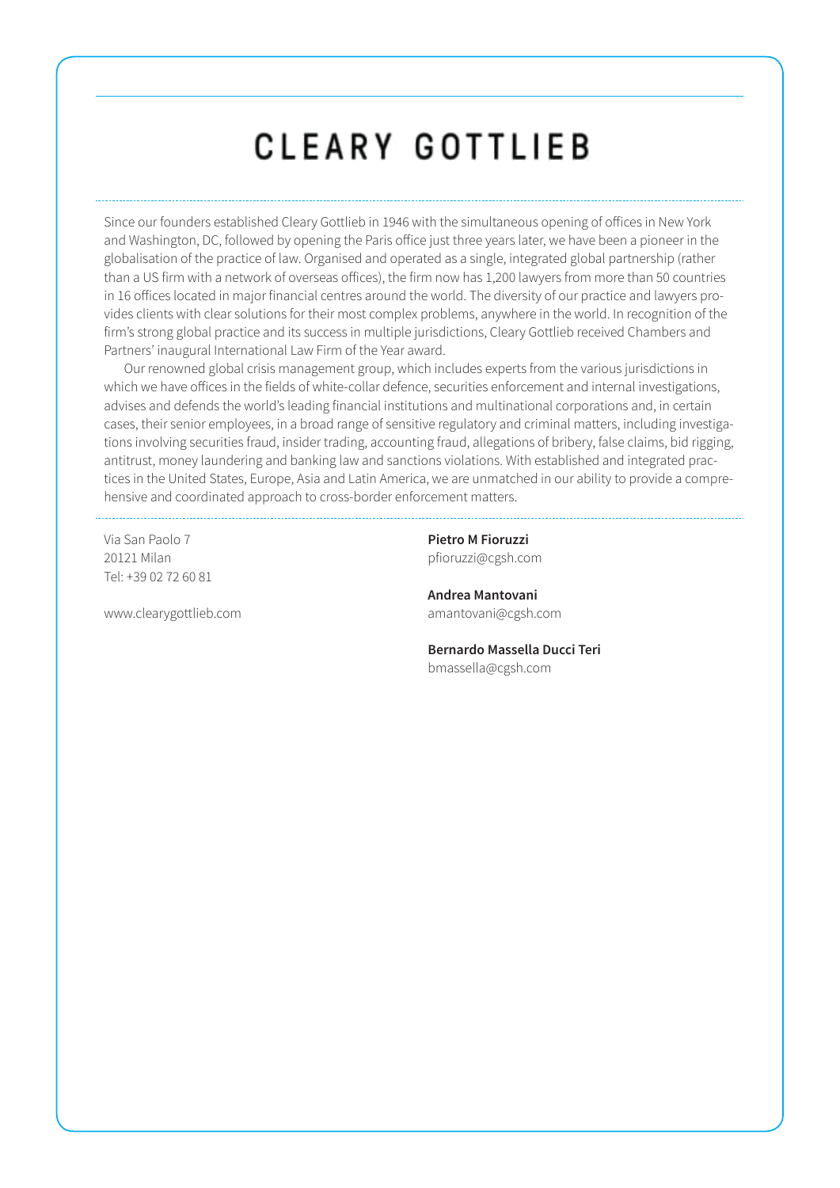# CLEARY GOTTLIEB

Since our founders established Cleary Gottlieb in 1946 with the simultaneous opening of offices in New York and Washington, DC, followed by opening the Paris office just three years later, we have been a pioneer in the globalisation of the practice of law. Organised and operated as a single, integrated global partnership (rather than a US firm with a network of overseas offices), the firm now has 1,200 lawyers from more than 50 countries in 16 offices located in major financial centres around the world. The diversity of our practice and lawyers provides clients with clear solutions for their most complex problems, anywhere in the world. In recognition of the firm's strong global practice and its success in multiple jurisdictions, Cleary Gottlieb received Chambers and Partners' inaugural International Law Firm of the Year award.

Our renowned global crisis management group, which includes experts from the various jurisdictions in which we have offices in the fields of white-collar defence, securities enforcement and internal investigations, advises and defends the world's leading financial institutions and multinational corporations and, in certain cases, their senior employees, in a broad range of sensitive regulatory and criminal matters, including investigations involving securities fraud, insider trading, accounting fraud, allegations of bribery, false claims, bid rigging, antitrust, money laundering and banking law and sanctions violations. With established and integrated practices in the United States, Europe, Asia and Latin America, we are unmatched in our ability to provide a comprehensive and coordinated approach to cross-border enforcement matters.

Via San Paolo 7
20121 Milan
Tel: +39 02 72 60 81

www.clearygottlieb.com

**Pietro M Fioruzzi**
pfioruzzi@cgsh.com

**Andrea Mantovani**
amantovani@cgsh.com

**Bernardo Massella Ducci Teri**
bmassella@cgsh.com